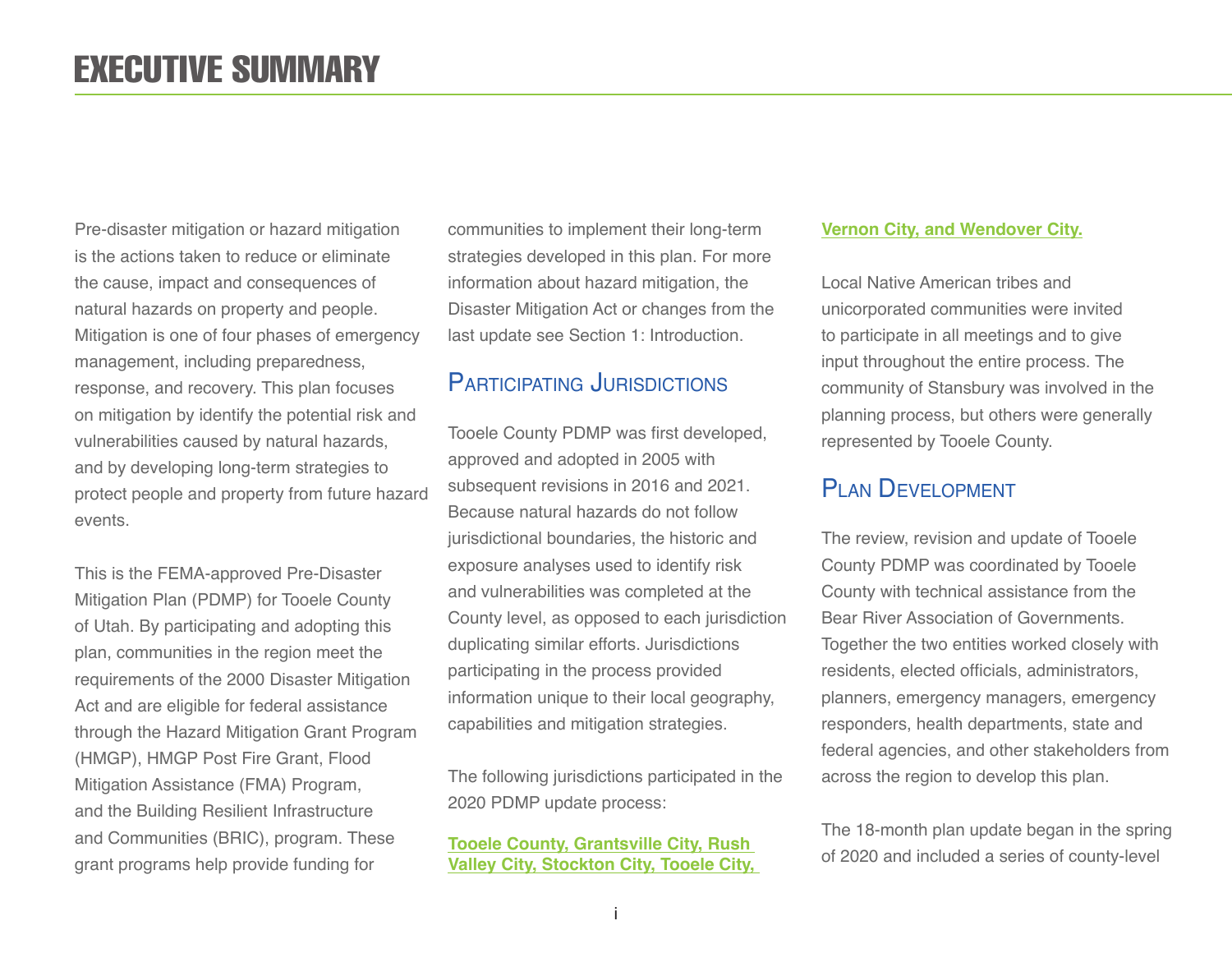# EXECUTIVE SUMMARY

Pre-disaster mitigation or hazard mitigation is the actions taken to reduce or eliminate the cause, impact and consequences of natural hazards on property and people. Mitigation is one of four phases of emergency management, including preparedness, response, and recovery. This plan focuses on mitigation by identify the potential risk and vulnerabilities caused by natural hazards, and by developing long-term strategies to protect people and property from future hazard events.

This is the FEMA-approved Pre-Disaster Mitigation Plan (PDMP) for Tooele County of Utah. By participating and adopting this plan, communities in the region meet the requirements of the 2000 Disaster Mitigation Act and are eligible for federal assistance through the Hazard Mitigation Grant Program (HMGP), HMGP Post Fire Grant, Flood Mitigation Assistance (FMA) Program, and the Building Resilient Infrastructure and Communities (BRIC), program. These grant programs help provide funding for communities to implement their long-term strategies developed in this plan. For more information about hazard mitigation, the Disaster Mitigation Act or changes from the last update see Section 1: Introduction.

## Participating Jurisdictions

Tooele County PDMP was first developed, approved and adopted in 2005 with subsequent revisions in 2016 and 2021. Because natural hazards do not follow jurisdictional boundaries, the historic and exposure analyses used to identify risk and vulnerabilities was completed at the County level, as opposed to each jurisdiction duplicating similar efforts. Jurisdictions participating in the process provided information unique to their local geography, capabilities and mitigation strategies.

The following jurisdictions participated in the 2020 PDMP update process:

**Tooele County, Grantsville City, Rush Valley City, Stockton City, Tooele City, Vernon City, and Wendover City.**

Local Native American tribes and unicorporated communities were invited to participate in all meetings and to give input throughout the entire process. The community of Stansbury was involved in the planning process, but others were generally represented by Tooele County.

## Plan Development

The review, revision and update of Tooele County PDMP was coordinated by Tooele County with technical assistance from the Bear River Association of Governments. Together the two entities worked closely with residents, elected officials, administrators, planners, emergency managers, emergency responders, health departments, state and federal agencies, and other stakeholders from across the region to develop this plan.

The 18-month plan update began in the spring of 2020 and included a series of county-level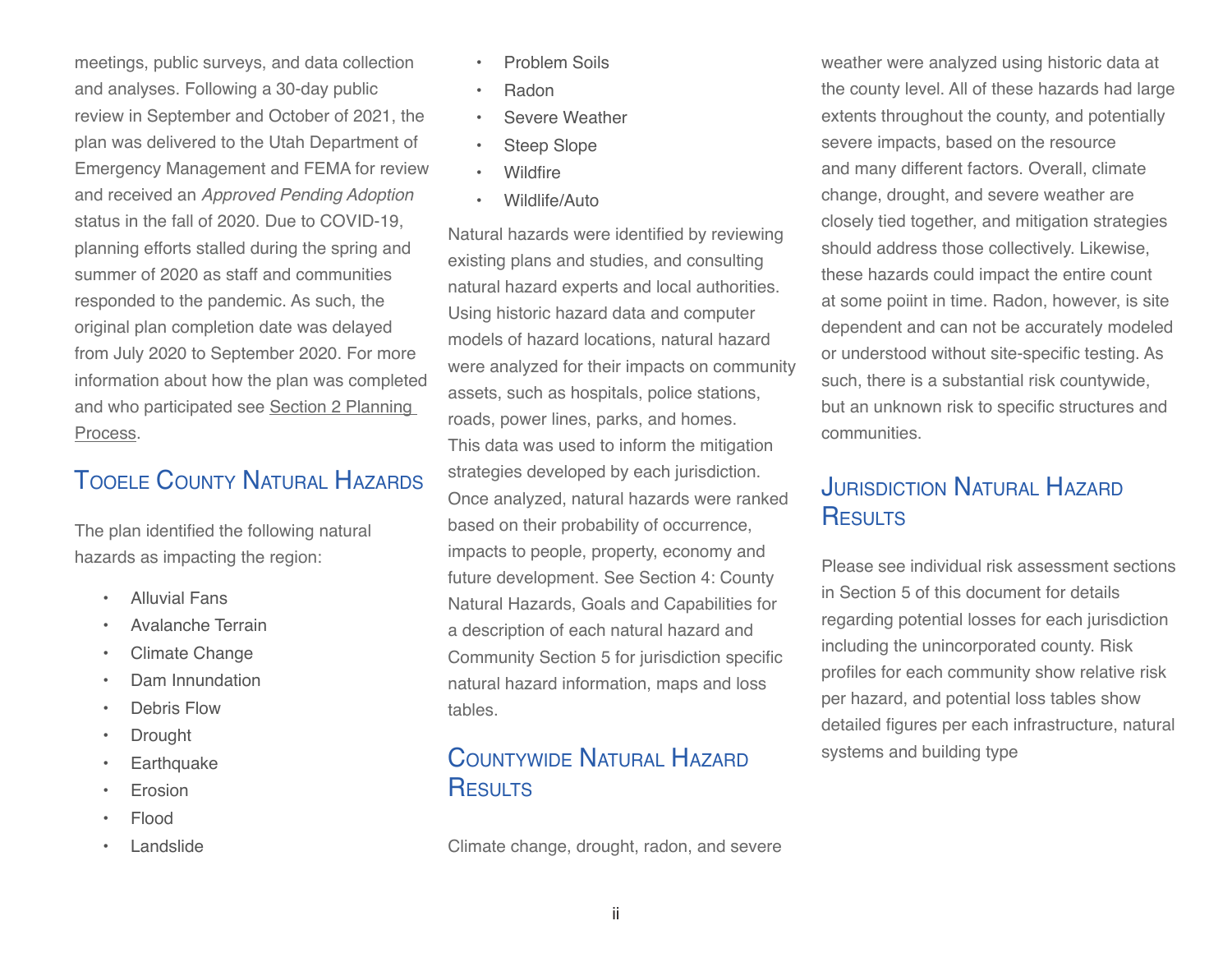meetings, public surveys, and data collection and analyses. Following a 30-day public review in September and October of 2021, the plan was delivered to the Utah Department of Emergency Management and FEMA for review and received an *Approved Pending Adoption* status in the fall of 2020. Due to COVID-19, planning efforts stalled during the spring and summer of 2020 as staff and communities responded to the pandemic. As such, the original plan completion date was delayed from July 2020 to September 2020. For more information about how the plan was completed and who participated see Section 2 Planning Process.

## Tooele County Natural Hazards

The plan identified the following natural hazards as impacting the region:

- Alluvial Fans
- Avalanche Terrain
- Climate Change
- Dam Innundation
- Debris Flow
- Drought
- Earthquake
- Erosion
- Flood
- Landslide
- Problem Soils
- Radon
- Severe Weather
- Steep Slope
- Wildfire
- Wildlife/Auto

Natural hazards were identified by reviewing existing plans and studies, and consulting natural hazard experts and local authorities. Using historic hazard data and computer models of hazard locations, natural hazard were analyzed for their impacts on community assets, such as hospitals, police stations, roads, power lines, parks, and homes. This data was used to inform the mitigation strategies developed by each jurisdiction. Once analyzed, natural hazards were ranked based on their probability of occurrence, impacts to people, property, economy and future development. See Section 4: County Natural Hazards, Goals and Capabilities for a description of each natural hazard and Community Section 5 for jurisdiction specific natural hazard information, maps and loss tables.

## Countywide Natural Hazard Results

Climate change, drought, radon, and severe weather were analyzed using historic data at the county level. All of these hazards had large extents throughout the county, and potentially severe impacts, based on the resource and many different factors. Overall, climate change, drought, and severe weather are closely tied together, and mitigation strategies should address those collectively. Likewise, these hazards could impact the entire count at some poiint in time. Radon, however, is site dependent and can not be accurately modeled or understood without site-specific testing. As such, there is a substantial risk countywide, but an unknown risk to specific structures and communities.

## Jurisdiction Natural Hazard Results

Please see individual risk assessment sections in Section 5 of this document for details regarding potential losses for each jurisdiction including the unincorporated county. Risk profiles for each community show relative risk per hazard, and potential loss tables show detailed figures per each infrastructure, natural systems and building type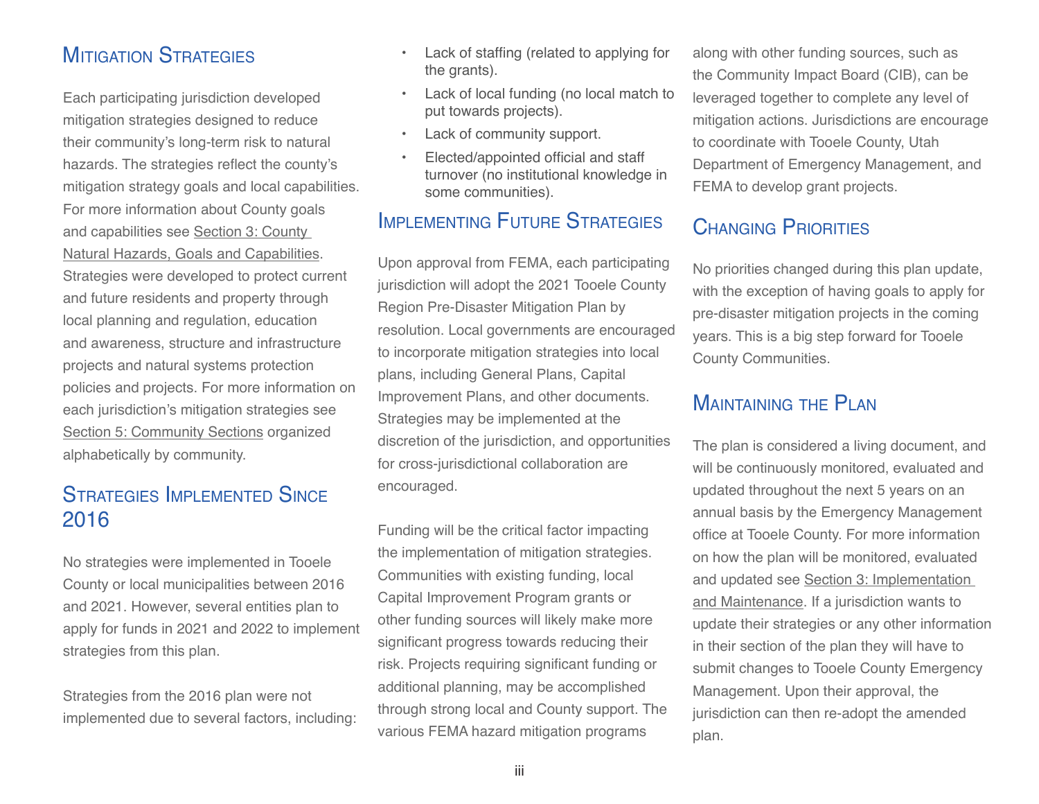## Mitigation Strategies

Each participating jurisdiction developed mitigation strategies designed to reduce their community's long-term risk to natural hazards. The strategies reflect the county's mitigation strategy goals and local capabilities. For more information about County goals and capabilities see Section 3: County Natural Hazards, Goals and Capabilities. Strategies were developed to protect current and future residents and property through local planning and regulation, education and awareness, structure and infrastructure projects and natural systems protection policies and projects. For more information on each jurisdiction's mitigation strategies see Section 5: Community Sections organized alphabetically by community.

## Strategies Implemented Since 2016

No strategies were implemented in Tooele County or local municipalities between 2016 and 2021. However, several entities plan to apply for funds in 2021 and 2022 to implement strategies from this plan.

Strategies from the 2016 plan were not implemented due to several factors, including:

- Lack of staffing (related to applying for the grants).
- Lack of local funding (no local match to put towards projects).
- Lack of community support.
- Elected/appointed official and staff turnover (no institutional knowledge in some communities).

## Implementing Future Strategies

Upon approval from FEMA, each participating jurisdiction will adopt the 2021 Tooele County Region Pre-Disaster Mitigation Plan by resolution. Local governments are encouraged to incorporate mitigation strategies into local plans, including General Plans, Capital Improvement Plans, and other documents. Strategies may be implemented at the discretion of the jurisdiction, and opportunities for cross-jurisdictional collaboration are encouraged.

Funding will be the critical factor impacting the implementation of mitigation strategies. Communities with existing funding, local Capital Improvement Program grants or other funding sources will likely make more significant progress towards reducing their risk. Projects requiring significant funding or additional planning, may be accomplished through strong local and County support. The various FEMA hazard mitigation programs along with other funding sources, such as the Community Impact Board (CIB), can be leveraged together to complete any level of mitigation actions. Jurisdictions are encourage to coordinate with Tooele County, Utah Department of Emergency Management, and FEMA to develop grant projects.

## Changing Priorities

No priorities changed during this plan update, with the exception of having goals to apply for pre-disaster mitigation projects in the coming years. This is a big step forward for Tooele County Communities.

## Maintaining the Plan

The plan is considered a living document, and will be continuously monitored, evaluated and updated throughout the next 5 years on an annual basis by the Emergency Management office at Tooele County. For more information on how the plan will be monitored, evaluated and updated see Section 3: Implementation and Maintenance. If a jurisdiction wants to update their strategies or any other information in their section of the plan they will have to submit changes to Tooele County Emergency Management. Upon their approval, the jurisdiction can then re-adopt the amended plan.